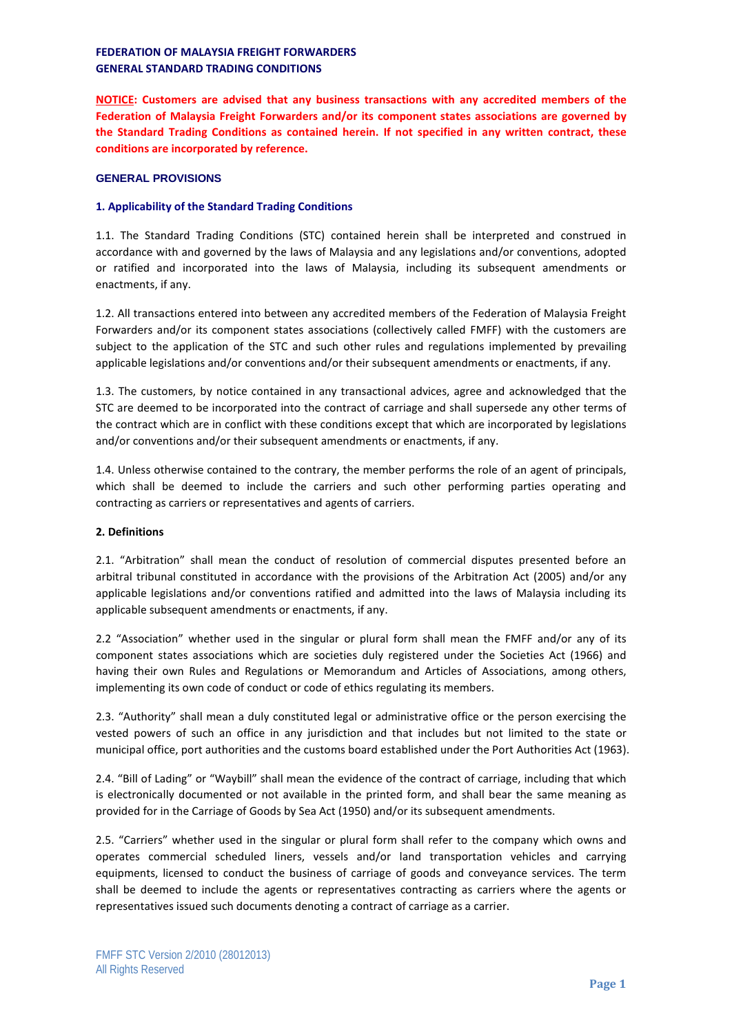**FEDERATION OF MALAYSIA FREIGHT FORWARDERS**
**GENERAL STANDARD TRADING CONDITIONS**

**NOTICE: Customers are advised that any business transactions with any accredited members of the Federation of Malaysia Freight Forwarders and/or its component states associations are governed by the Standard Trading Conditions as contained herein. If not specified in any written contract, these conditions are incorporated by reference.**

## GENERAL PROVISIONS

### 1. Applicability of the Standard Trading Conditions

1.1. The Standard Trading Conditions (STC) contained herein shall be interpreted and construed in accordance with and governed by the laws of Malaysia and any legislations and/or conventions, adopted or ratified and incorporated into the laws of Malaysia, including its subsequent amendments or enactments, if any.

1.2. All transactions entered into between any accredited members of the Federation of Malaysia Freight Forwarders and/or its component states associations (collectively called FMFF) with the customers are subject to the application of the STC and such other rules and regulations implemented by prevailing applicable legislations and/or conventions and/or their subsequent amendments or enactments, if any.

1.3. The customers, by notice contained in any transactional advices, agree and acknowledged that the STC are deemed to be incorporated into the contract of carriage and shall supersede any other terms of the contract which are in conflict with these conditions except that which are incorporated by legislations and/or conventions and/or their subsequent amendments or enactments, if any.

1.4. Unless otherwise contained to the contrary, the member performs the role of an agent of principals, which shall be deemed to include the carriers and such other performing parties operating and contracting as carriers or representatives and agents of carriers.

### 2. Definitions

2.1. "Arbitration" shall mean the conduct of resolution of commercial disputes presented before an arbitral tribunal constituted in accordance with the provisions of the Arbitration Act (2005) and/or any applicable legislations and/or conventions ratified and admitted into the laws of Malaysia including its applicable subsequent amendments or enactments, if any.

2.2 "Association" whether used in the singular or plural form shall mean the FMFF and/or any of its component states associations which are societies duly registered under the Societies Act (1966) and having their own Rules and Regulations or Memorandum and Articles of Associations, among others, implementing its own code of conduct or code of ethics regulating its members.

2.3. "Authority" shall mean a duly constituted legal or administrative office or the person exercising the vested powers of such an office in any jurisdiction and that includes but not limited to the state or municipal office, port authorities and the customs board established under the Port Authorities Act (1963).

2.4. "Bill of Lading" or "Waybill" shall mean the evidence of the contract of carriage, including that which is electronically documented or not available in the printed form, and shall bear the same meaning as provided for in the Carriage of Goods by Sea Act (1950) and/or its subsequent amendments.

2.5. "Carriers" whether used in the singular or plural form shall refer to the company which owns and operates commercial scheduled liners, vessels and/or land transportation vehicles and carrying equipments, licensed to conduct the business of carriage of goods and conveyance services. The term shall be deemed to include the agents or representatives contracting as carriers where the agents or representatives issued such documents denoting a contract of carriage as a carrier.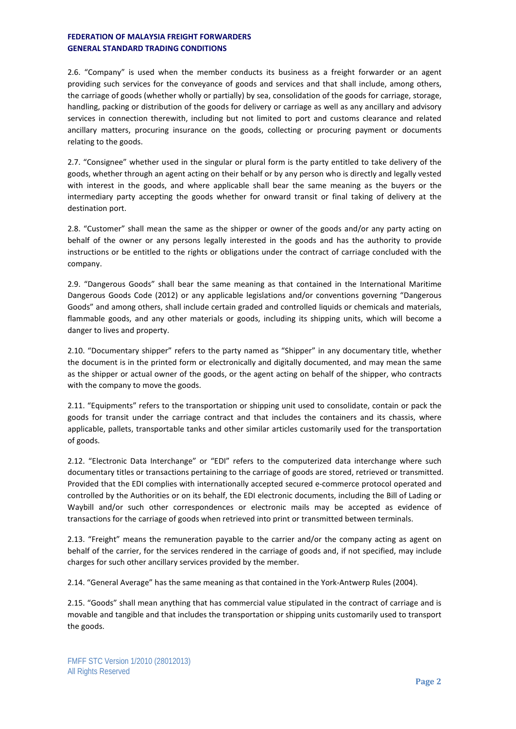2.6. “Company” is used when the member conducts its business as a freight forwarder or an agent providing such services for the conveyance of goods and services and that shall include, among others, the carriage of goods (whether wholly or partially) by sea, consolidation of the goods for carriage, storage, handling, packing or distribution of the goods for delivery or carriage as well as any ancillary and advisory services in connection therewith, including but not limited to port and customs clearance and related ancillary matters, procuring insurance on the goods, collecting or procuring payment or documents relating to the goods.

2.7. “Consignee” whether used in the singular or plural form is the party entitled to take delivery of the goods, whether through an agent acting on their behalf or by any person who is directly and legally vested with interest in the goods, and where applicable shall bear the same meaning as the buyers or the intermediary party accepting the goods whether for onward transit or final taking of delivery at the destination port.

2.8. “Customer” shall mean the same as the shipper or owner of the goods and/or any party acting on behalf of the owner or any persons legally interested in the goods and has the authority to provide instructions or be entitled to the rights or obligations under the contract of carriage concluded with the company.

2.9. “Dangerous Goods” shall bear the same meaning as that contained in the International Maritime Dangerous Goods Code (2012) or any applicable legislations and/or conventions governing “Dangerous Goods” and among others, shall include certain graded and controlled liquids or chemicals and materials, flammable goods, and any other materials or goods, including its shipping units, which will become a danger to lives and property.

2.10. “Documentary shipper” refers to the party named as “Shipper” in any documentary title, whether the document is in the printed form or electronically and digitally documented, and may mean the same as the shipper or actual owner of the goods, or the agent acting on behalf of the shipper, who contracts with the company to move the goods.

2.11. “Equipments” refers to the transportation or shipping unit used to consolidate, contain or pack the goods for transit under the carriage contract and that includes the containers and its chassis, where applicable, pallets, transportable tanks and other similar articles customarily used for the transportation of goods.

2.12. “Electronic Data Interchange” or “EDI” refers to the computerized data interchange where such documentary titles or transactions pertaining to the carriage of goods are stored, retrieved or transmitted. Provided that the EDI complies with internationally accepted secured e-commerce protocol operated and controlled by the Authorities or on its behalf, the EDI electronic documents, including the Bill of Lading or Waybill and/or such other correspondences or electronic mails may be accepted as evidence of transactions for the carriage of goods when retrieved into print or transmitted between terminals.

2.13. “Freight” means the remuneration payable to the carrier and/or the company acting as agent on behalf of the carrier, for the services rendered in the carriage of goods and, if not specified, may include charges for such other ancillary services provided by the member.

2.14. “General Average” has the same meaning as that contained in the York-Antwerp Rules (2004).

2.15. “Goods” shall mean anything that has commercial value stipulated in the contract of carriage and is movable and tangible and that includes the transportation or shipping units customarily used to transport the goods.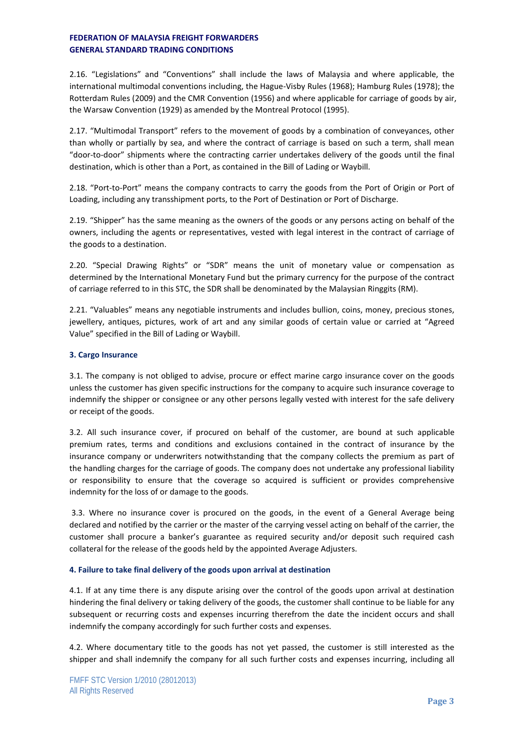2.16. “Legislations” and “Conventions” shall include the laws of Malaysia and where applicable, the international multimodal conventions including, the Hague-Visby Rules (1968); Hamburg Rules (1978); the Rotterdam Rules (2009) and the CMR Convention (1956) and where applicable for carriage of goods by air, the Warsaw Convention (1929) as amended by the Montreal Protocol (1995).

2.17. “Multimodal Transport” refers to the movement of goods by a combination of conveyances, other than wholly or partially by sea, and where the contract of carriage is based on such a term, shall mean “door-to-door” shipments where the contracting carrier undertakes delivery of the goods until the final destination, which is other than a Port, as contained in the Bill of Lading or Waybill.

2.18. “Port-to-Port” means the company contracts to carry the goods from the Port of Origin or Port of Loading, including any transshipment ports, to the Port of Destination or Port of Discharge.

2.19. “Shipper” has the same meaning as the owners of the goods or any persons acting on behalf of the owners, including the agents or representatives, vested with legal interest in the contract of carriage of the goods to a destination.

2.20. “Special Drawing Rights” or “SDR” means the unit of monetary value or compensation as determined by the International Monetary Fund but the primary currency for the purpose of the contract of carriage referred to in this STC, the SDR shall be denominated by the Malaysian Ringgits (RM).

2.21. “Valuables” means any negotiable instruments and includes bullion, coins, money, precious stones, jewellery, antiques, pictures, work of art and any similar goods of certain value or carried at “Agreed Value” specified in the Bill of Lading or Waybill.

### 3. Cargo Insurance

3.1. The company is not obliged to advise, procure or effect marine cargo insurance cover on the goods unless the customer has given specific instructions for the company to acquire such insurance coverage to indemnify the shipper or consignee or any other persons legally vested with interest for the safe delivery or receipt of the goods.

3.2. All such insurance cover, if procured on behalf of the customer, are bound at such applicable premium rates, terms and conditions and exclusions contained in the contract of insurance by the insurance company or underwriters notwithstanding that the company collects the premium as part of the handling charges for the carriage of goods. The company does not undertake any professional liability or responsibility to ensure that the coverage so acquired is sufficient or provides comprehensive indemnity for the loss of or damage to the goods.

3.3. Where no insurance cover is procured on the goods, in the event of a General Average being declared and notified by the carrier or the master of the carrying vessel acting on behalf of the carrier, the customer shall procure a banker’s guarantee as required security and/or deposit such required cash collateral for the release of the goods held by the appointed Average Adjusters.

### 4. Failure to take final delivery of the goods upon arrival at destination

4.1. If at any time there is any dispute arising over the control of the goods upon arrival at destination hindering the final delivery or taking delivery of the goods, the customer shall continue to be liable for any subsequent or recurring costs and expenses incurring therefrom the date the incident occurs and shall indemnify the company accordingly for such further costs and expenses.

4.2. Where documentary title to the goods has not yet passed, the customer is still interested as the shipper and shall indemnify the company for all such further costs and expenses incurring, including all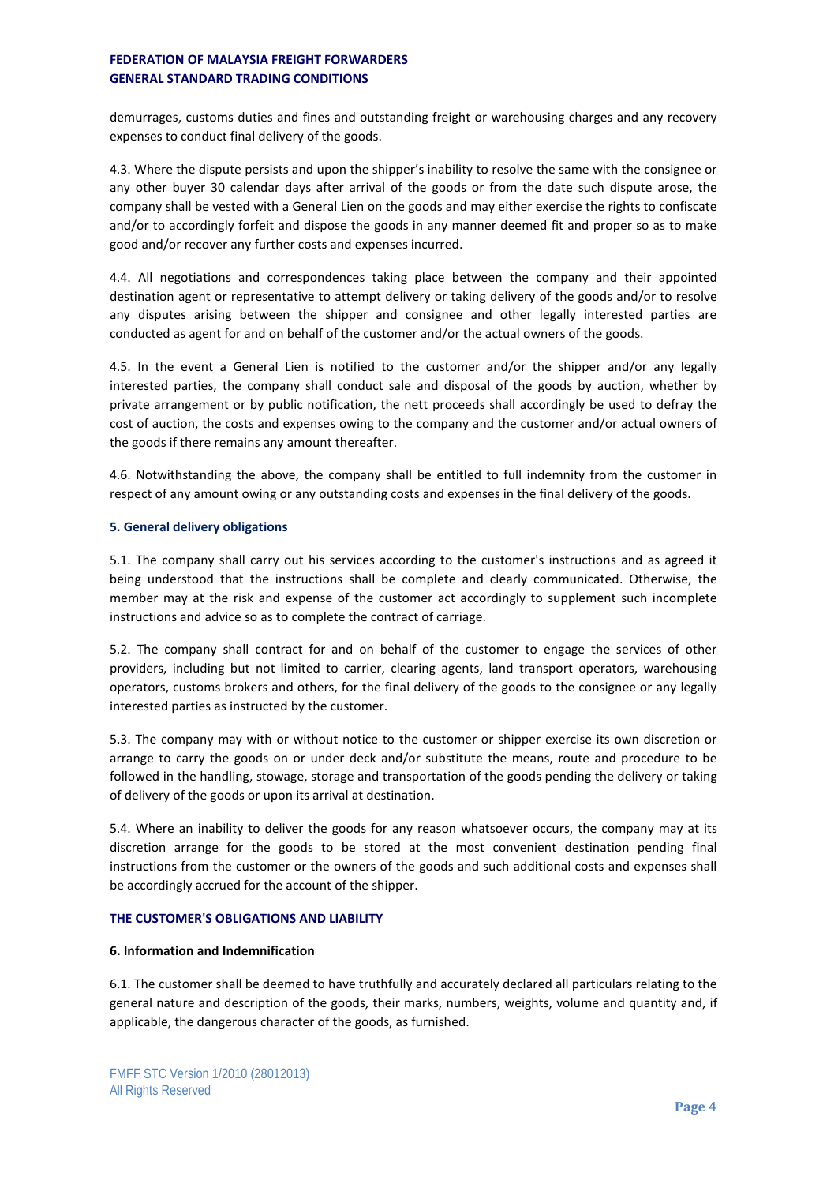demurrages, customs duties and fines and outstanding freight or warehousing charges and any recovery expenses to conduct final delivery of the goods.

4.3. Where the dispute persists and upon the shipper's inability to resolve the same with the consignee or any other buyer 30 calendar days after arrival of the goods or from the date such dispute arose, the company shall be vested with a General Lien on the goods and may either exercise the rights to confiscate and/or to accordingly forfeit and dispose the goods in any manner deemed fit and proper so as to make good and/or recover any further costs and expenses incurred.

4.4. All negotiations and correspondences taking place between the company and their appointed destination agent or representative to attempt delivery or taking delivery of the goods and/or to resolve any disputes arising between the shipper and consignee and other legally interested parties are conducted as agent for and on behalf of the customer and/or the actual owners of the goods.

4.5. In the event a General Lien is notified to the customer and/or the shipper and/or any legally interested parties, the company shall conduct sale and disposal of the goods by auction, whether by private arrangement or by public notification, the nett proceeds shall accordingly be used to defray the cost of auction, the costs and expenses owing to the company and the customer and/or actual owners of the goods if there remains any amount thereafter.

4.6. Notwithstanding the above, the company shall be entitled to full indemnity from the customer in respect of any amount owing or any outstanding costs and expenses in the final delivery of the goods.

### 5. General delivery obligations

5.1. The company shall carry out his services according to the customer's instructions and as agreed it being understood that the instructions shall be complete and clearly communicated. Otherwise, the member may at the risk and expense of the customer act accordingly to supplement such incomplete instructions and advice so as to complete the contract of carriage.

5.2. The company shall contract for and on behalf of the customer to engage the services of other providers, including but not limited to carrier, clearing agents, land transport operators, warehousing operators, customs brokers and others, for the final delivery of the goods to the consignee or any legally interested parties as instructed by the customer.

5.3. The company may with or without notice to the customer or shipper exercise its own discretion or arrange to carry the goods on or under deck and/or substitute the means, route and procedure to be followed in the handling, stowage, storage and transportation of the goods pending the delivery or taking of delivery of the goods or upon its arrival at destination.

5.4. Where an inability to deliver the goods for any reason whatsoever occurs, the company may at its discretion arrange for the goods to be stored at the most convenient destination pending final instructions from the customer or the owners of the goods and such additional costs and expenses shall be accordingly accrued for the account of the shipper.

## THE CUSTOMER'S OBLIGATIONS AND LIABILITY

### 6. Information and Indemnification

6.1. The customer shall be deemed to have truthfully and accurately declared all particulars relating to the general nature and description of the goods, their marks, numbers, weights, volume and quantity and, if applicable, the dangerous character of the goods, as furnished.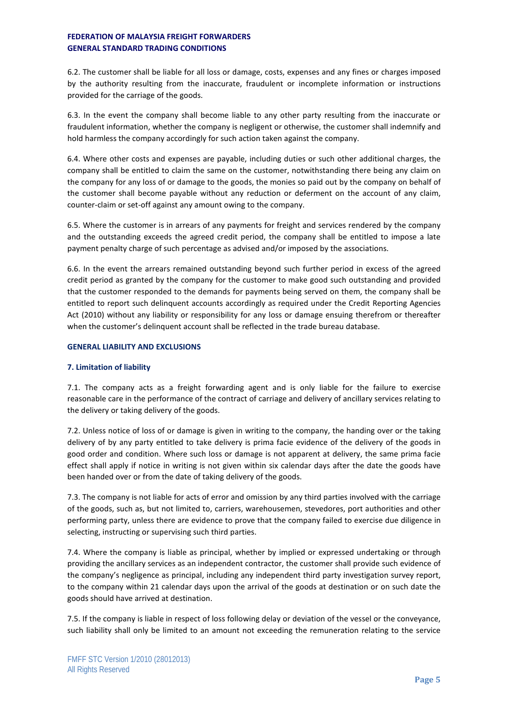6.2. The customer shall be liable for all loss or damage, costs, expenses and any fines or charges imposed by the authority resulting from the inaccurate, fraudulent or incomplete information or instructions provided for the carriage of the goods.

6.3. In the event the company shall become liable to any other party resulting from the inaccurate or fraudulent information, whether the company is negligent or otherwise, the customer shall indemnify and hold harmless the company accordingly for such action taken against the company.

6.4. Where other costs and expenses are payable, including duties or such other additional charges, the company shall be entitled to claim the same on the customer, notwithstanding there being any claim on the company for any loss of or damage to the goods, the monies so paid out by the company on behalf of the customer shall become payable without any reduction or deferment on the account of any claim, counter-claim or set-off against any amount owing to the company.

6.5. Where the customer is in arrears of any payments for freight and services rendered by the company and the outstanding exceeds the agreed credit period, the company shall be entitled to impose a late payment penalty charge of such percentage as advised and/or imposed by the associations.

6.6. In the event the arrears remained outstanding beyond such further period in excess of the agreed credit period as granted by the company for the customer to make good such outstanding and provided that the customer responded to the demands for payments being served on them, the company shall be entitled to report such delinquent accounts accordingly as required under the Credit Reporting Agencies Act (2010) without any liability or responsibility for any loss or damage ensuing therefrom or thereafter when the customer's delinquent account shall be reflected in the trade bureau database.

## GENERAL LIABILITY AND EXCLUSIONS

### 7. Limitation of liability

7.1. The company acts as a freight forwarding agent and is only liable for the failure to exercise reasonable care in the performance of the contract of carriage and delivery of ancillary services relating to the delivery or taking delivery of the goods.

7.2. Unless notice of loss of or damage is given in writing to the company, the handing over or the taking delivery of by any party entitled to take delivery is prima facie evidence of the delivery of the goods in good order and condition. Where such loss or damage is not apparent at delivery, the same prima facie effect shall apply if notice in writing is not given within six calendar days after the date the goods have been handed over or from the date of taking delivery of the goods.

7.3. The company is not liable for acts of error and omission by any third parties involved with the carriage of the goods, such as, but not limited to, carriers, warehousemen, stevedores, port authorities and other performing party, unless there are evidence to prove that the company failed to exercise due diligence in selecting, instructing or supervising such third parties.

7.4. Where the company is liable as principal, whether by implied or expressed undertaking or through providing the ancillary services as an independent contractor, the customer shall provide such evidence of the company's negligence as principal, including any independent third party investigation survey report, to the company within 21 calendar days upon the arrival of the goods at destination or on such date the goods should have arrived at destination.

7.5. If the company is liable in respect of loss following delay or deviation of the vessel or the conveyance, such liability shall only be limited to an amount not exceeding the remuneration relating to the service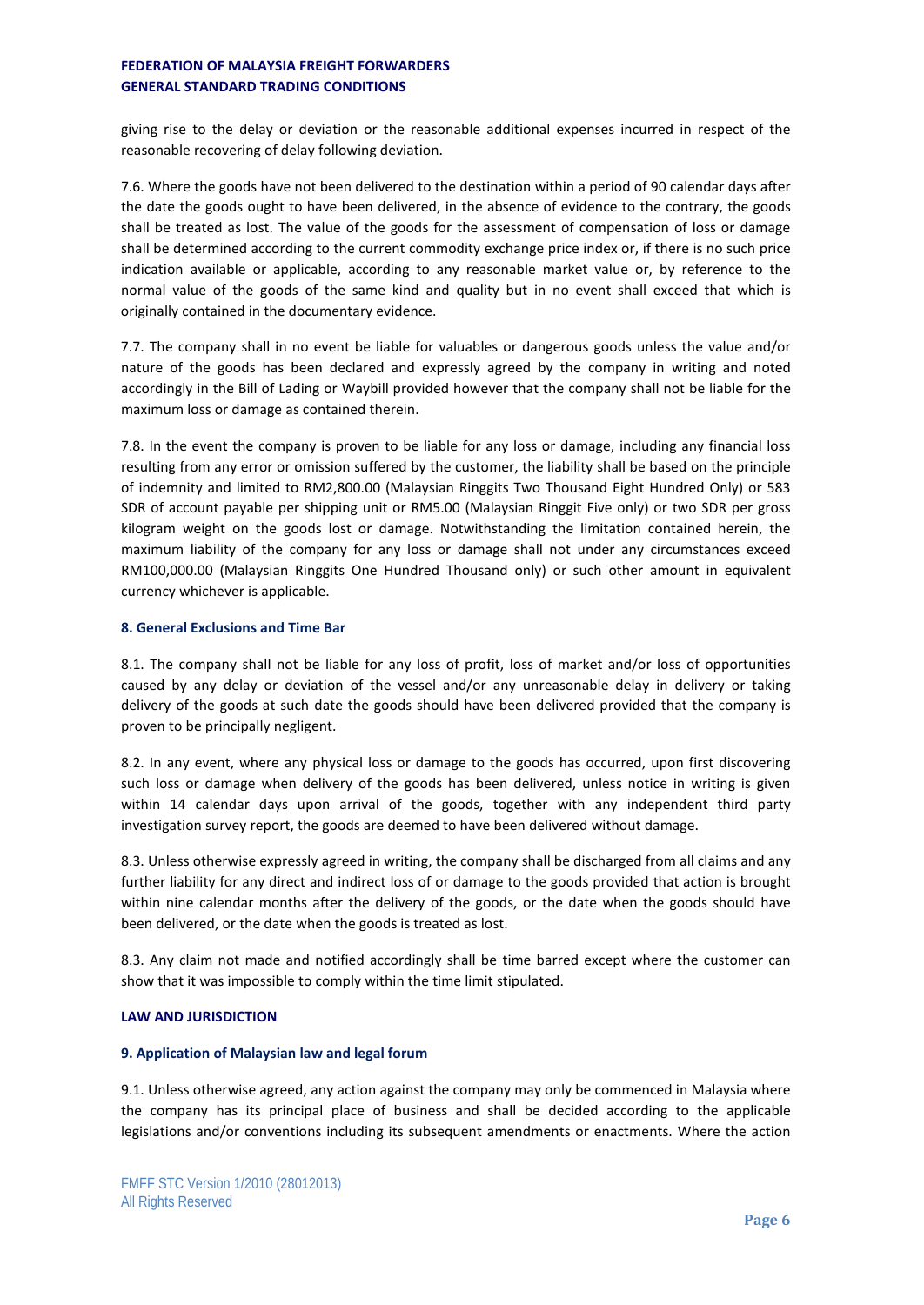giving rise to the delay or deviation or the reasonable additional expenses incurred in respect of the reasonable recovering of delay following deviation.

7.6. Where the goods have not been delivered to the destination within a period of 90 calendar days after the date the goods ought to have been delivered, in the absence of evidence to the contrary, the goods shall be treated as lost. The value of the goods for the assessment of compensation of loss or damage shall be determined according to the current commodity exchange price index or, if there is no such price indication available or applicable, according to any reasonable market value or, by reference to the normal value of the goods of the same kind and quality but in no event shall exceed that which is originally contained in the documentary evidence.

7.7. The company shall in no event be liable for valuables or dangerous goods unless the value and/or nature of the goods has been declared and expressly agreed by the company in writing and noted accordingly in the Bill of Lading or Waybill provided however that the company shall not be liable for the maximum loss or damage as contained therein.

7.8. In the event the company is proven to be liable for any loss or damage, including any financial loss resulting from any error or omission suffered by the customer, the liability shall be based on the principle of indemnity and limited to RM2,800.00 (Malaysian Ringgits Two Thousand Eight Hundred Only) or 583 SDR of account payable per shipping unit or RM5.00 (Malaysian Ringgit Five only) or two SDR per gross kilogram weight on the goods lost or damage. Notwithstanding the limitation contained herein, the maximum liability of the company for any loss or damage shall not under any circumstances exceed RM100,000.00 (Malaysian Ringgits One Hundred Thousand only) or such other amount in equivalent currency whichever is applicable.

### 8. General Exclusions and Time Bar

8.1. The company shall not be liable for any loss of profit, loss of market and/or loss of opportunities caused by any delay or deviation of the vessel and/or any unreasonable delay in delivery or taking delivery of the goods at such date the goods should have been delivered provided that the company is proven to be principally negligent.

8.2. In any event, where any physical loss or damage to the goods has occurred, upon first discovering such loss or damage when delivery of the goods has been delivered, unless notice in writing is given within 14 calendar days upon arrival of the goods, together with any independent third party investigation survey report, the goods are deemed to have been delivered without damage.

8.3. Unless otherwise expressly agreed in writing, the company shall be discharged from all claims and any further liability for any direct and indirect loss of or damage to the goods provided that action is brought within nine calendar months after the delivery of the goods, or the date when the goods should have been delivered, or the date when the goods is treated as lost.

8.3. Any claim not made and notified accordingly shall be time barred except where the customer can show that it was impossible to comply within the time limit stipulated.

## LAW AND JURISDICTION

### 9. Application of Malaysian law and legal forum

9.1. Unless otherwise agreed, any action against the company may only be commenced in Malaysia where the company has its principal place of business and shall be decided according to the applicable legislations and/or conventions including its subsequent amendments or enactments. Where the action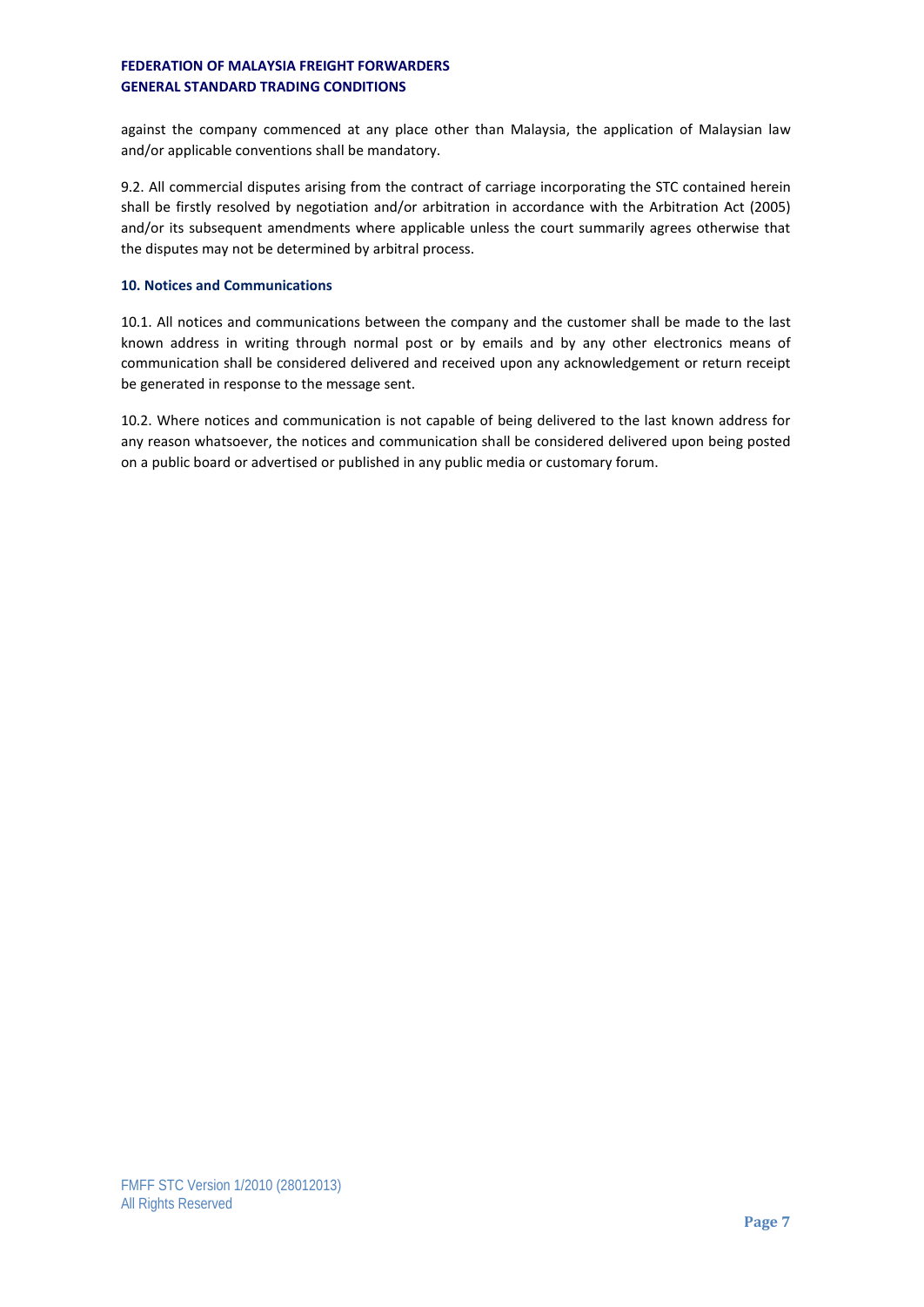against the company commenced at any place other than Malaysia, the application of Malaysian law and/or applicable conventions shall be mandatory.

9.2. All commercial disputes arising from the contract of carriage incorporating the STC contained herein shall be firstly resolved by negotiation and/or arbitration in accordance with the Arbitration Act (2005) and/or its subsequent amendments where applicable unless the court summarily agrees otherwise that the disputes may not be determined by arbitral process.

### 10. Notices and Communications

10.1. All notices and communications between the company and the customer shall be made to the last known address in writing through normal post or by emails and by any other electronics means of communication shall be considered delivered and received upon any acknowledgement or return receipt be generated in response to the message sent.

10.2. Where notices and communication is not capable of being delivered to the last known address for any reason whatsoever, the notices and communication shall be considered delivered upon being posted on a public board or advertised or published in any public media or customary forum.